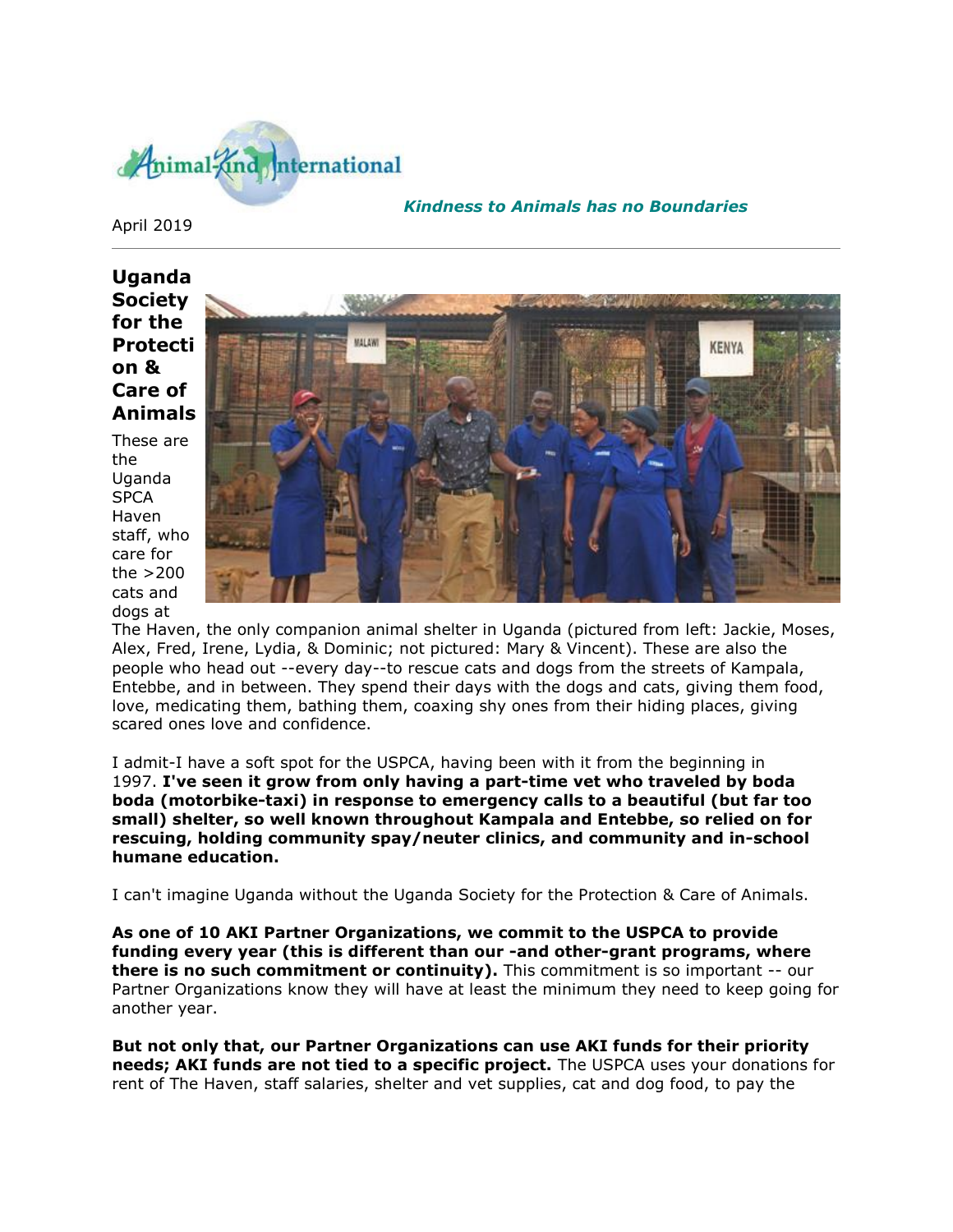*Kindness to Animals has no Boundaries*

April 2019

## Uganda Society for the Protection & Care of Animals

These are the Uganda SPCA Haven staff, who care for the >200 cats and dogs at The Haven, the only companion animal shelter in Uganda (pictured from left: Jackie, Moses, Alex, Fred, Irene, Lydia, & Dominic; not pictured: Mary & Vincent). These are also the people who head out --every day--to rescue cats and dogs from the streets of Kampala, Entebbe, and in between. They spend their days with the dogs and cats, giving them food, love, medicating them, bathing them, coaxing shy ones from their hiding places, giving scared ones love and confidence.

I admit-I have a soft spot for the USPCA, having been with it from the beginning in 1997. **I've seen it grow from only having a part-time vet who traveled by boda boda (motorbike-taxi) in response to emergency calls to a beautiful (but far too small) shelter, so well known throughout Kampala and Entebbe, so relied on for rescuing, holding community spay/neuter clinics, and community and in-school humane education.**

I can't imagine Uganda without the Uganda Society for the Protection & Care of Animals.

**As one of 10 AKI Partner Organizations, we commit to the USPCA to provide funding every year (this is different than our -and other-grant programs, where there is no such commitment or continuity).** This commitment is so important -- our Partner Organizations know they will have at least the minimum they need to keep going for another year.

**But not only that, our Partner Organizations can use AKI funds for their priority needs; AKI funds are not tied to a specific project.** The USPCA uses your donations for rent of The Haven, staff salaries, shelter and vet supplies, cat and dog food, to pay the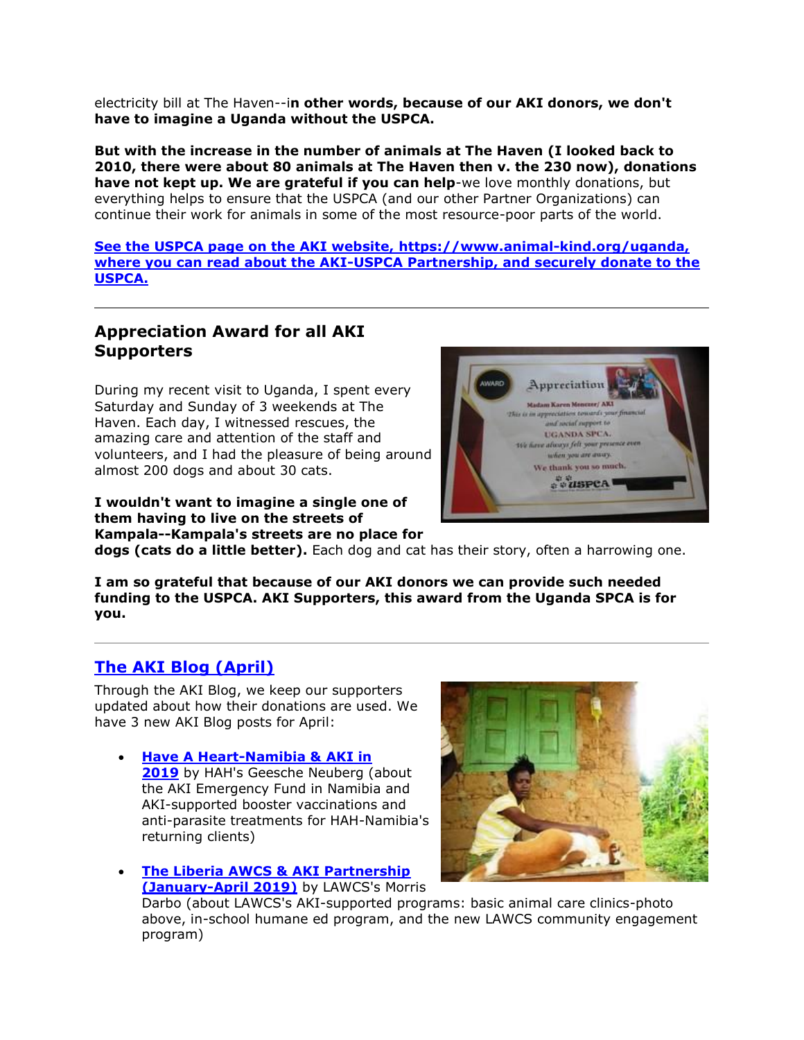electricity bill at The Haven--i**n other words, because of our AKI donors, we don't have to imagine a Uganda without the USPCA.**

**But with the increase in the number of animals at The Haven (I looked back to 2010, there were about 80 animals at The Haven then v. the 230 now), donations have not kept up. We are grateful if you can help**-we love monthly donations, but everything helps to ensure that the USPCA (and our other Partner Organizations) can continue their work for animals in some of the most resource-poor parts of the world.

**[See the USPCA page on the AKI website, https://www.animal-kind.org/uganda, where you can read about the AKI-USPCA Partnership, and securely donate to the USPCA.](https://www.animal-kind.org/uganda)**

---

## Appreciation Award for all AKI Supporters

During my recent visit to Uganda, I spent every Saturday and Sunday of 3 weekends at The Haven. Each day, I witnessed rescues, the amazing care and attention of the staff and volunteers, and I had the pleasure of being around almost 200 dogs and about 30 cats.

**I wouldn't want to imagine a single one of them having to live on the streets of Kampala--Kampala's streets are no place for dogs (cats do a little better).** Each dog and cat has their story, often a harrowing one.

**I am so grateful that because of our AKI donors we can provide such needed funding to the USPCA. AKI Supporters, this award from the Uganda SPCA is for you.**

---

## The AKI Blog (April)

Through the AKI Blog, we keep our supporters updated about how their donations are used. We have 3 new AKI Blog posts for April:

- **Have A Heart-Namibia & AKI in 2019** by HAH's Geesche Neuberg (about the AKI Emergency Fund in Namibia and AKI-supported booster vaccinations and anti-parasite treatments for HAH-Namibia's returning clients)
- **The Liberia AWCS & AKI Partnership (January-April 2019)** by LAWCS's Morris Darbo (about LAWCS's AKI-supported programs: basic animal care clinics-photo above, in-school humane ed program, and the new LAWCS community engagement program)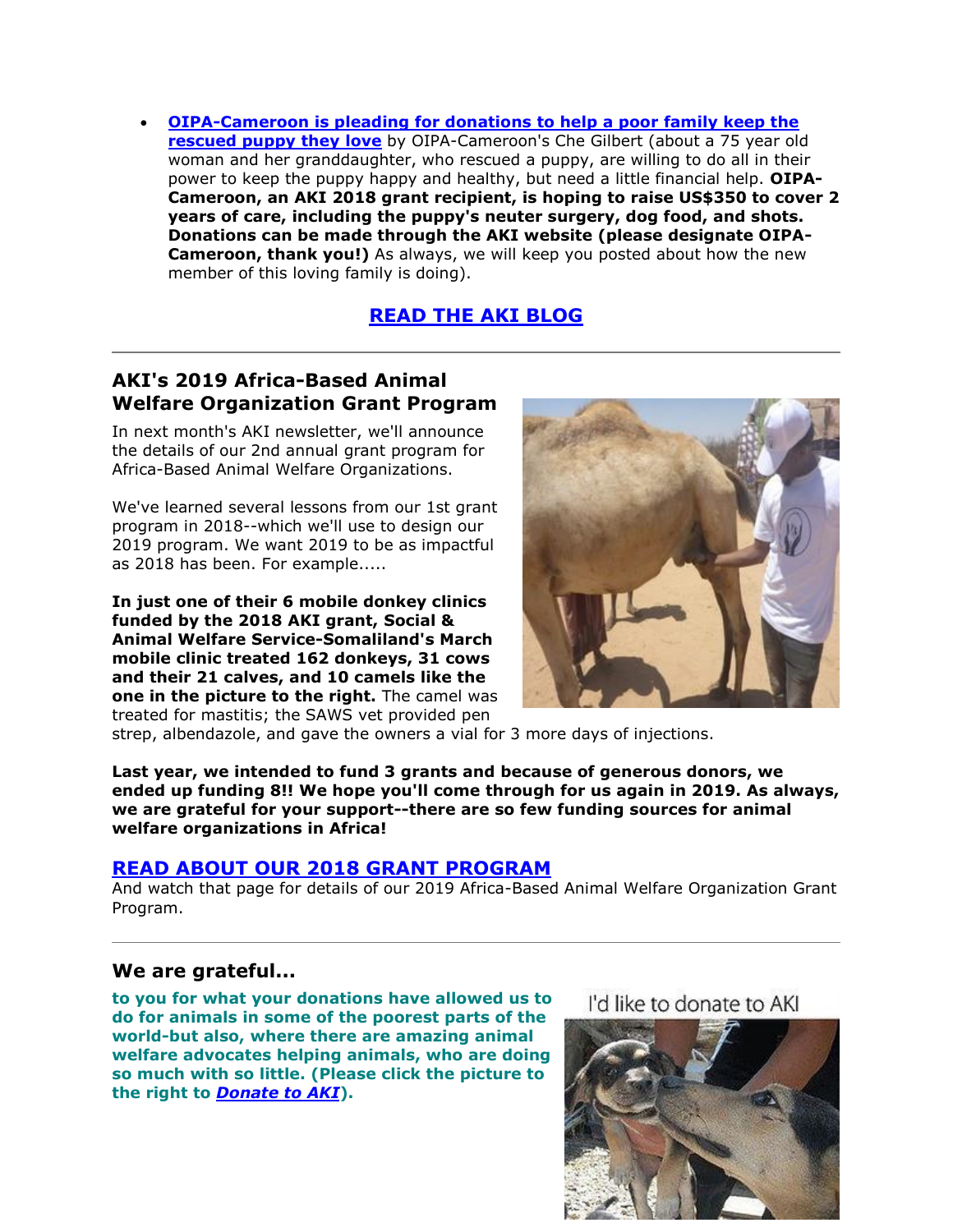- **OIPA-Cameroon is pleading for donations to help a poor family keep the rescued puppy they love** by OIPA-Cameroon's Che Gilbert (about a 75 year old woman and her granddaughter, who rescued a puppy, are willing to do all in their power to keep the puppy happy and healthy, but need a little financial help. **OIPA-Cameroon, an AKI 2018 grant recipient, is hoping to raise US$350 to cover 2 years of care, including the puppy's neuter surgery, dog food, and shots. Donations can be made through the AKI website (please designate OIPA-Cameroon, thank you!)** As always, we will keep you posted about how the new member of this loving family is doing).

**READ THE AKI BLOG**

---

## AKI's 2019 Africa-Based Animal Welfare Organization Grant Program

In next month's AKI newsletter, we'll announce the details of our 2nd annual grant program for Africa-Based Animal Welfare Organizations.

We've learned several lessons from our 1st grant program in 2018--which we'll use to design our 2019 program. We want 2019 to be as impactful as 2018 has been. For example.....

**In just one of their 6 mobile donkey clinics funded by the 2018 AKI grant, Social & Animal Welfare Service-Somaliland's March mobile clinic treated 162 donkeys, 31 cows and their 21 calves, and 10 camels like the one in the picture to the right.** The camel was treated for mastitis; the SAWS vet provided pen strep, albendazole, and gave the owners a vial for 3 more days of injections.

**Last year, we intended to fund 3 grants and because of generous donors, we ended up funding 8!! We hope you'll come through for us again in 2019. As always, we are grateful for your support--there are so few funding sources for animal welfare organizations in Africa!**

**READ ABOUT OUR 2018 GRANT PROGRAM**

And watch that page for details of our 2019 Africa-Based Animal Welfare Organization Grant Program.

---

## We are grateful...

**to you for what your donations have allowed us to do for animals in some of the poorest parts of the world-but also, where there are amazing animal welfare advocates helping animals, who are doing so much with so little. (Please click the picture to the right to *Donate to AKI*).**

I'd like to donate to AKI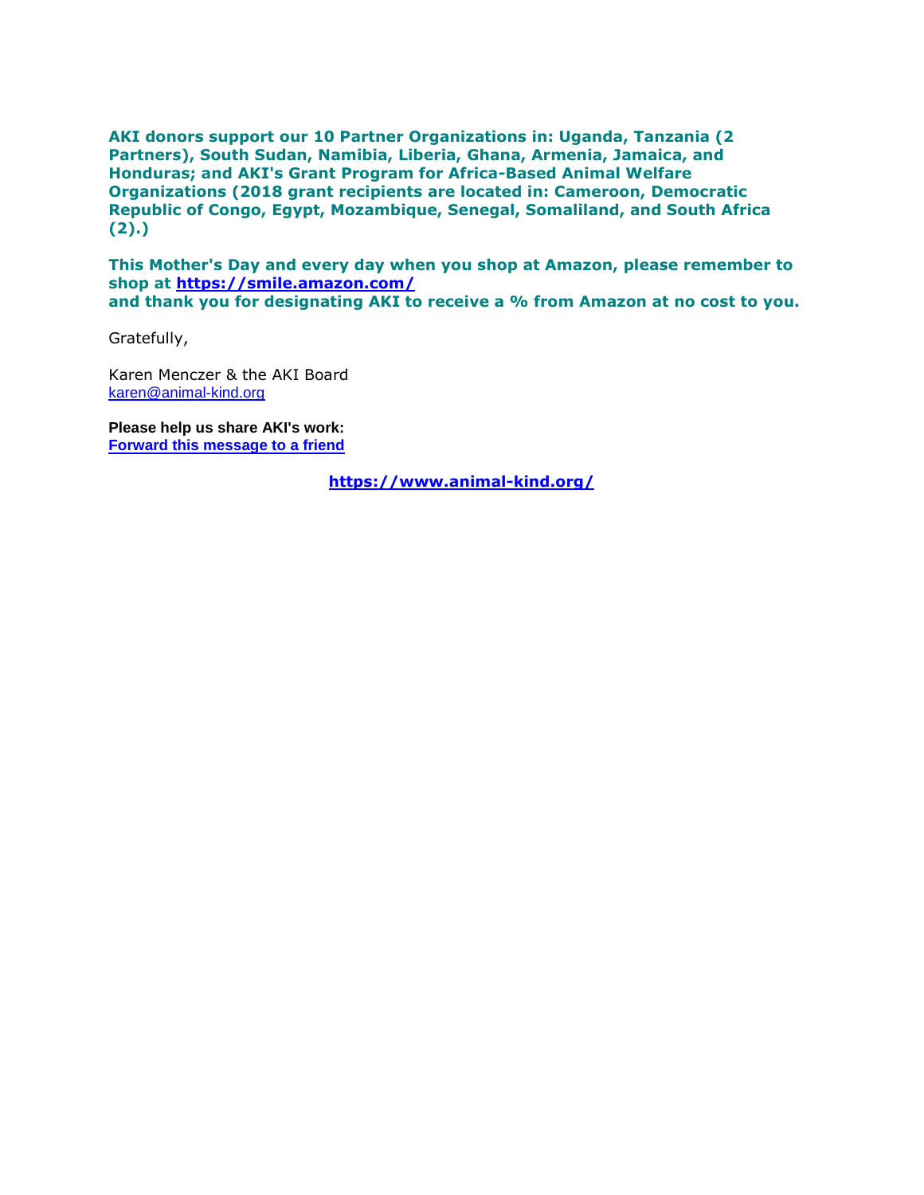**AKI donors support our 10 Partner Organizations in: Uganda, Tanzania (2 Partners), South Sudan, Namibia, Liberia, Ghana, Armenia, Jamaica, and Honduras; and AKI's Grant Program for Africa-Based Animal Welfare Organizations (2018 grant recipients are located in: Cameroon, Democratic Republic of Congo, Egypt, Mozambique, Senegal, Somaliland, and South Africa (2).)**

**This Mother's Day and every day when you shop at Amazon, please remember to shop at [https://smile.amazon.com/](https://smile.amazon.com/)**
**and thank you for designating AKI to receive a % from Amazon at no cost to you.**

Gratefully,

Karen Menczer & the AKI Board
karen@animal-kind.org

**Please help us share AKI's work:**
**Forward this message to a friend**

**[https://www.animal-kind.org/](https://www.animal-kind.org/)**